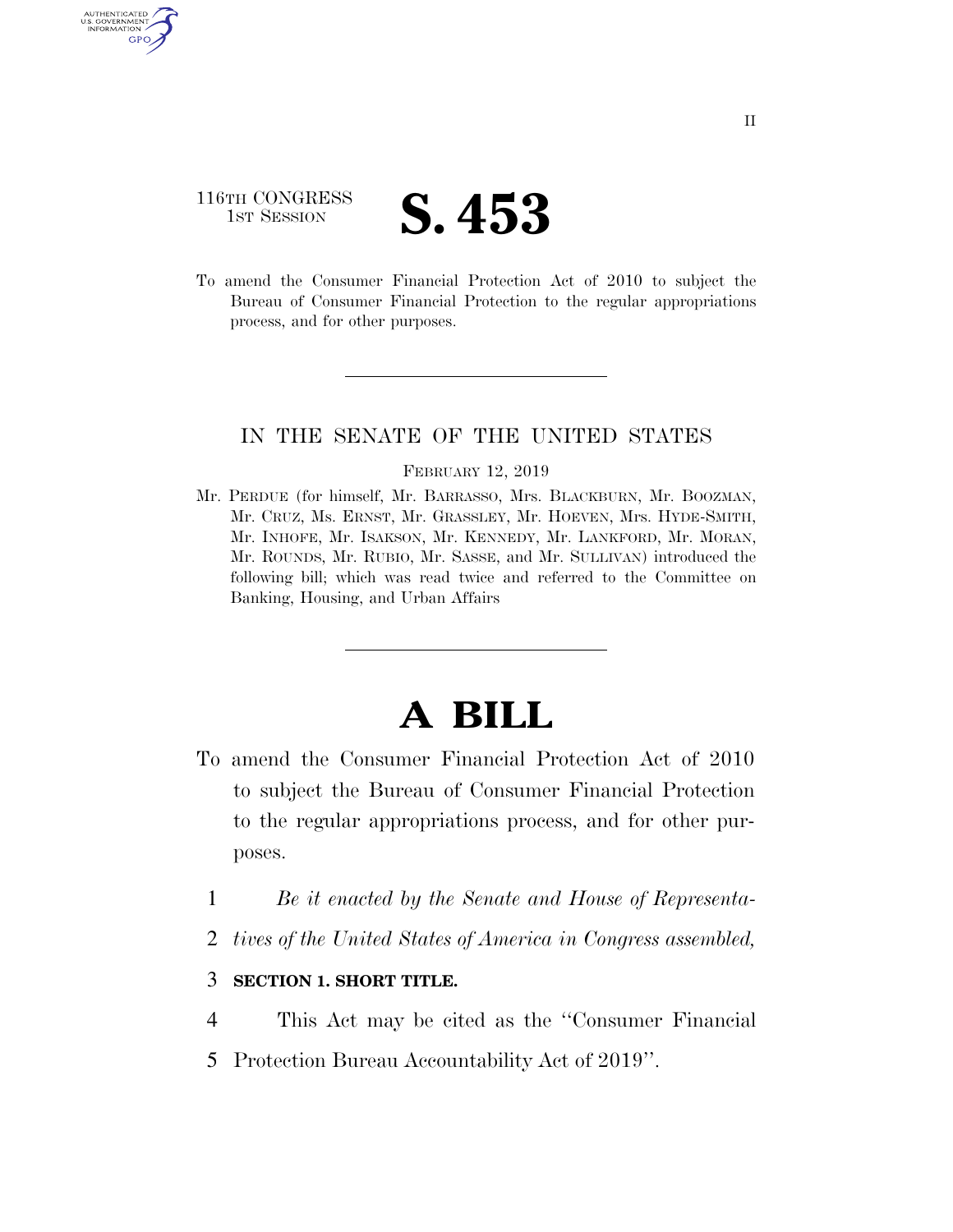116TH CONGRESS
1ST SESSION

# S. 453

To amend the Consumer Financial Protection Act of 2010 to subject the Bureau of Consumer Financial Protection to the regular appropriations process, and for other purposes.

---

IN THE SENATE OF THE UNITED STATES

FEBRUARY 12, 2019

Mr. PERDUE (for himself, Mr. BARRASSO, Mrs. BLACKBURN, Mr. BOOZMAN, Mr. CRUZ, Ms. ERNST, Mr. GRASSLEY, Mr. HOEVEN, Mrs. HYDE-SMITH, Mr. INHOFE, Mr. ISAKSON, Mr. KENNEDY, Mr. LANKFORD, Mr. MORAN, Mr. ROUNDS, Mr. RUBIO, Mr. SASSE, and Mr. SULLIVAN) introduced the following bill; which was read twice and referred to the Committee on Banking, Housing, and Urban Affairs

---

# A BILL

To amend the Consumer Financial Protection Act of 2010 to subject the Bureau of Consumer Financial Protection to the regular appropriations process, and for other purposes.

1 *Be it enacted by the Senate and House of Representa-*
2 *tives of the United States of America in Congress assembled,*

3 **SECTION 1. SHORT TITLE.**

4 This Act may be cited as the ''Consumer Financial
5 Protection Bureau Accountability Act of 2019''.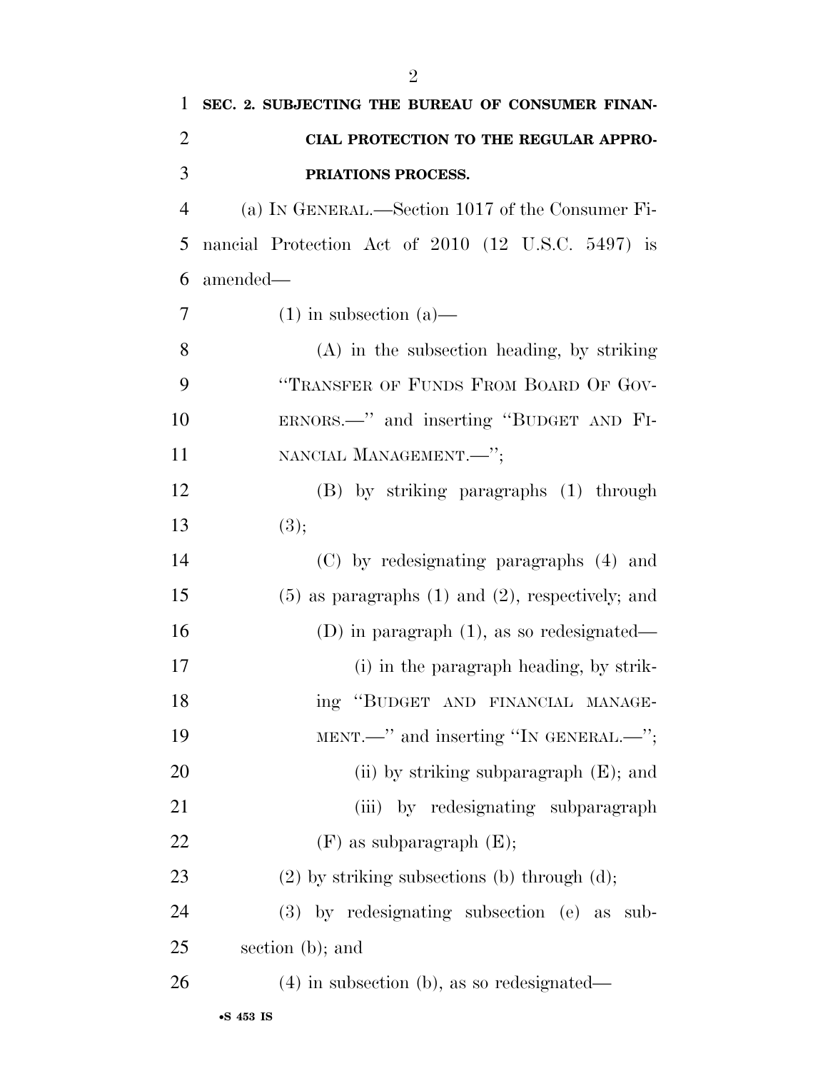**SEC. 2. SUBJECTING THE BUREAU OF CONSUMER FINANCIAL PROTECTION TO THE REGULAR APPROPRIATIONS PROCESS.**

(a) IN GENERAL.—Section 1017 of the Consumer Financial Protection Act of 2010 (12 U.S.C. 5497) is amended—

(1) in subsection (a)—

(A) in the subsection heading, by striking "TRANSFER OF FUNDS FROM BOARD OF GOVERNORS.—" and inserting "BUDGET AND FINANCIAL MANAGEMENT.—";

(B) by striking paragraphs (1) through (3);

(C) by redesignating paragraphs (4) and (5) as paragraphs (1) and (2), respectively; and

(D) in paragraph (1), as so redesignated—

(i) in the paragraph heading, by striking "BUDGET AND FINANCIAL MANAGEMENT.—" and inserting "IN GENERAL.—";

(ii) by striking subparagraph (E); and

(iii) by redesignating subparagraph (F) as subparagraph (E);

(2) by striking subsections (b) through (d);

(3) by redesignating subsection (e) as subsection (b); and

(4) in subsection (b), as so redesignated—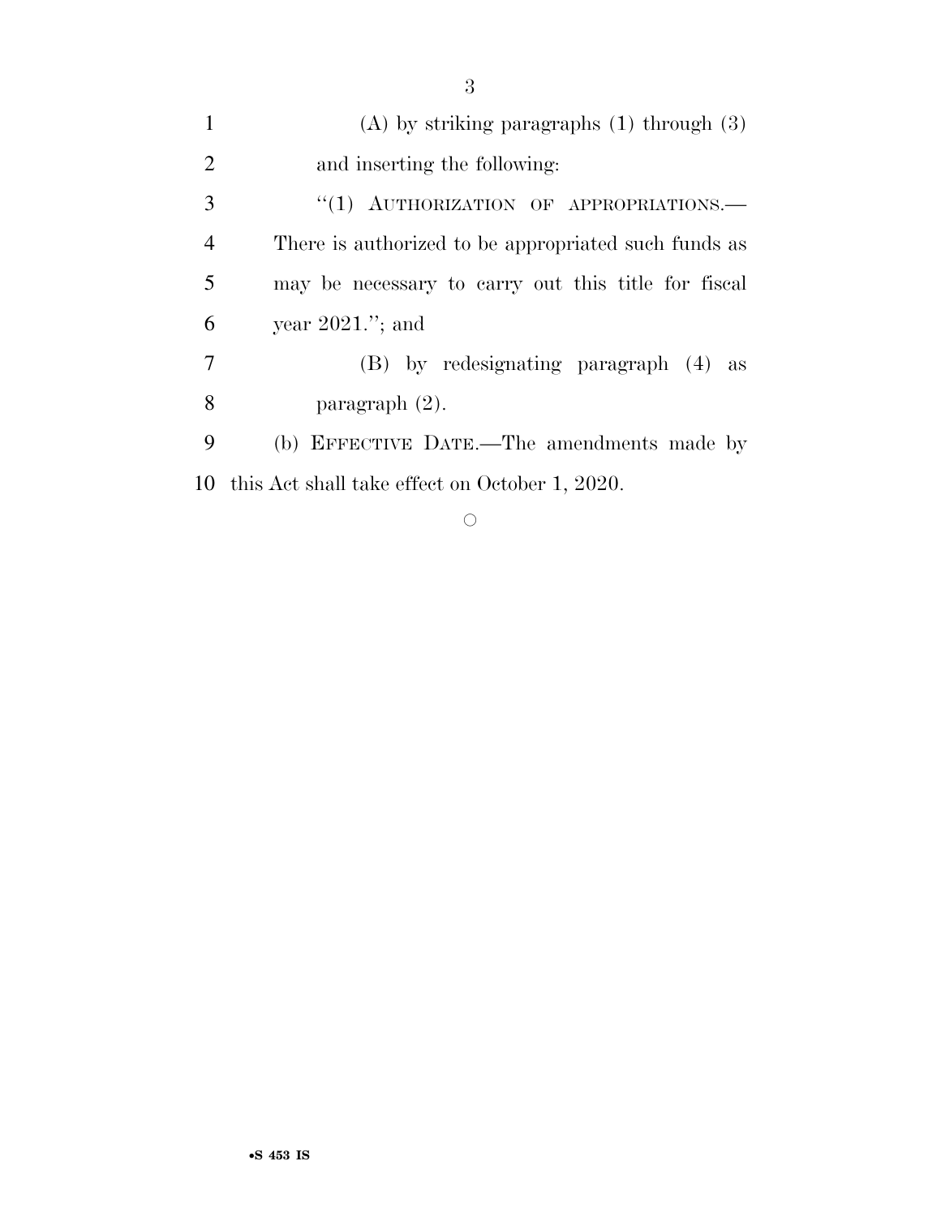(A) by striking paragraphs (1) through (3) and inserting the following:

"(1) AUTHORIZATION OF APPROPRIATIONS.—There is authorized to be appropriated such funds as may be necessary to carry out this title for fiscal year 2021."; and

(B) by redesignating paragraph (4) as paragraph (2).

(b) EFFECTIVE DATE.—The amendments made by this Act shall take effect on October 1, 2020.

○